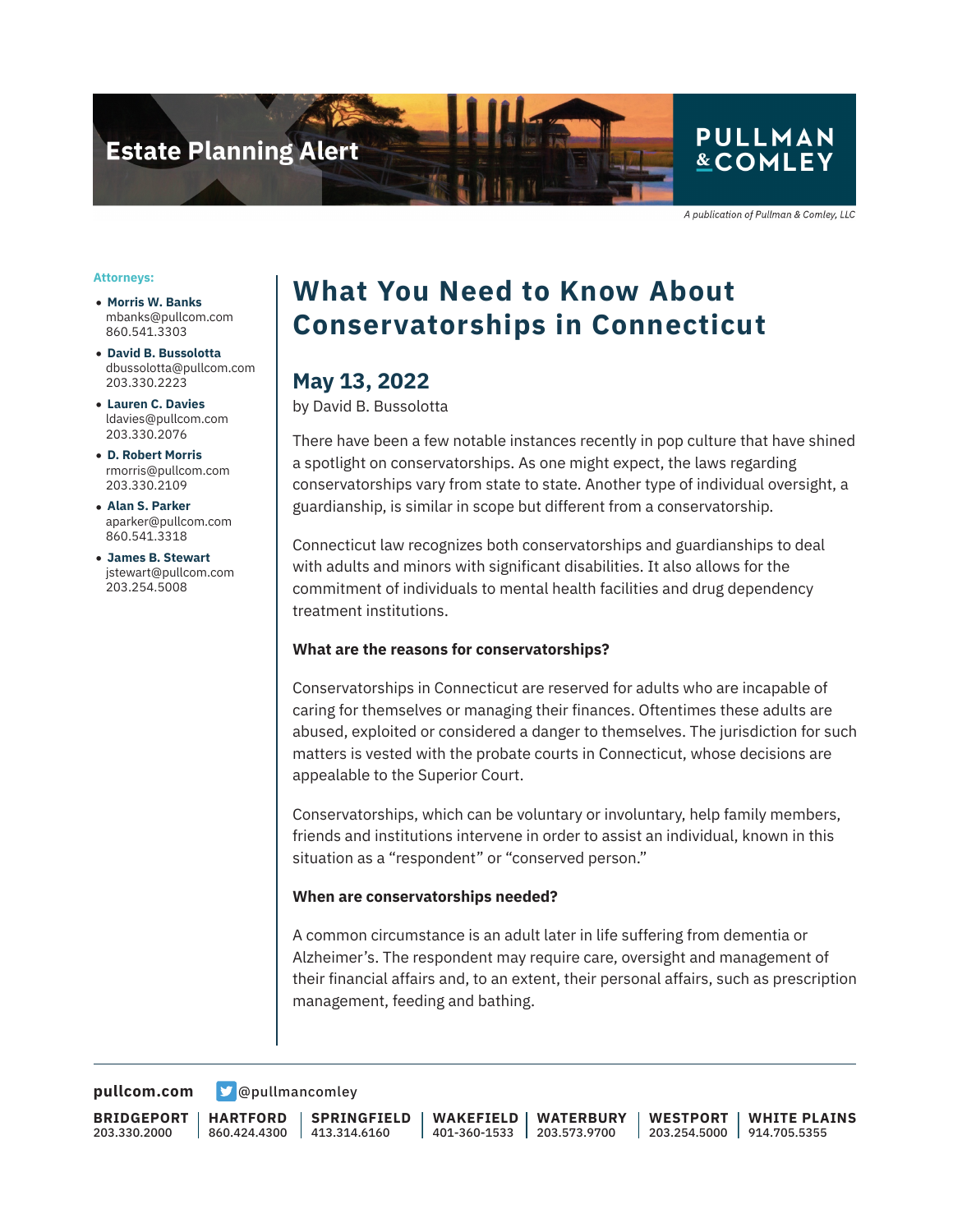Estate Planning Alert

PULLMAN & COMLEY

*A publication of Pullman & Comley, LLC*

**Attorneys:**

- **Morris W. Banks**
  mbanks@pullcom.com
  860.541.3303
- **David B. Bussolotta**
  dbussolotta@pullcom.com
  203.330.2223
- **Lauren C. Davies**
  ldavies@pullcom.com
  203.330.2076
- **D. Robert Morris**
  rmorris@pullcom.com
  203.330.2109
- **Alan S. Parker**
  aparker@pullcom.com
  860.541.3318
- **James B. Stewart**
  jstewart@pullcom.com
  203.254.5008

# What You Need to Know About Conservatorships in Connecticut

## May 13, 2022

by David B. Bussolotta

There have been a few notable instances recently in pop culture that have shined a spotlight on conservatorships. As one might expect, the laws regarding conservatorships vary from state to state. Another type of individual oversight, a guardianship, is similar in scope but different from a conservatorship.

Connecticut law recognizes both conservatorships and guardianships to deal with adults and minors with significant disabilities. It also allows for the commitment of individuals to mental health facilities and drug dependency treatment institutions.

**What are the reasons for conservatorships?**

Conservatorships in Connecticut are reserved for adults who are incapable of caring for themselves or managing their finances. Oftentimes these adults are abused, exploited or considered a danger to themselves. The jurisdiction for such matters is vested with the probate courts in Connecticut, whose decisions are appealable to the Superior Court.

Conservatorships, which can be voluntary or involuntary, help family members, friends and institutions intervene in order to assist an individual, known in this situation as a "respondent" or "conserved person."

**When are conservatorships needed?**

A common circumstance is an adult later in life suffering from dementia or Alzheimer's. The respondent may require care, oversight and management of their financial affairs and, to an extent, their personal affairs, such as prescription management, feeding and bathing.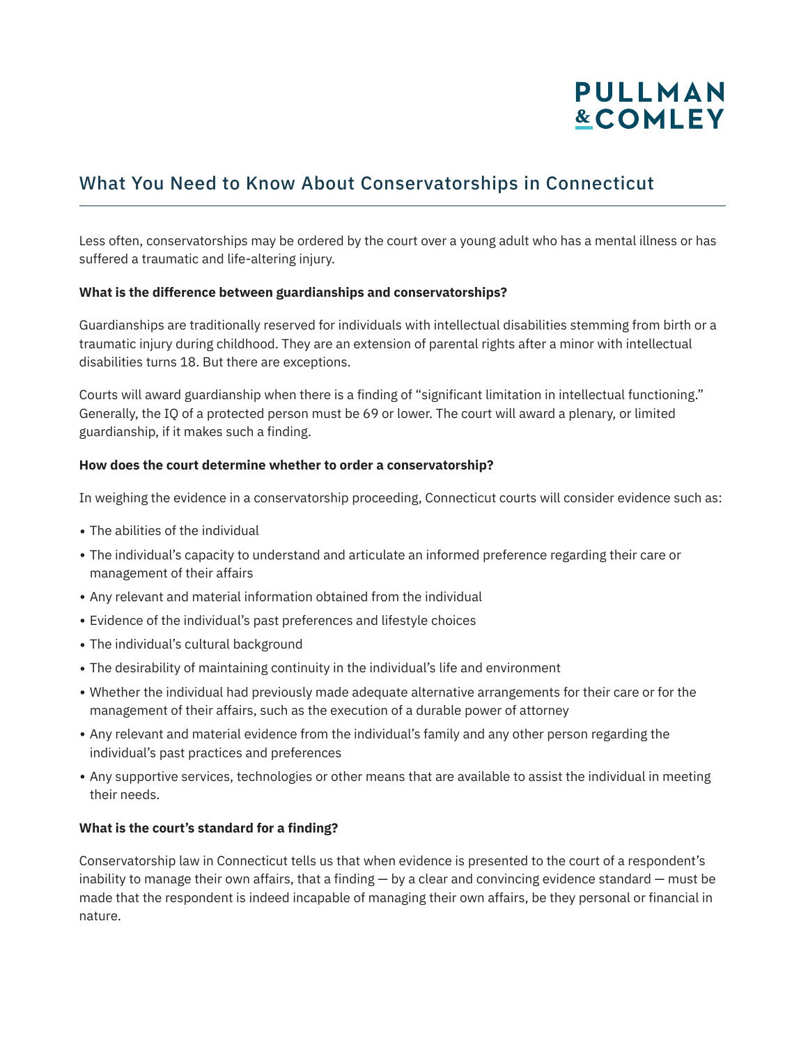Less often, conservatorships may be ordered by the court over a young adult who has a mental illness or has suffered a traumatic and life-altering injury.

**What is the difference between guardianships and conservatorships?**

Guardianships are traditionally reserved for individuals with intellectual disabilities stemming from birth or a traumatic injury during childhood. They are an extension of parental rights after a minor with intellectual disabilities turns 18. But there are exceptions.

Courts will award guardianship when there is a finding of "significant limitation in intellectual functioning." Generally, the IQ of a protected person must be 69 or lower. The court will award a plenary, or limited guardianship, if it makes such a finding.

**How does the court determine whether to order a conservatorship?**

In weighing the evidence in a conservatorship proceeding, Connecticut courts will consider evidence such as:

- The abilities of the individual
- The individual's capacity to understand and articulate an informed preference regarding their care or management of their affairs
- Any relevant and material information obtained from the individual
- Evidence of the individual's past preferences and lifestyle choices
- The individual's cultural background
- The desirability of maintaining continuity in the individual's life and environment
- Whether the individual had previously made adequate alternative arrangements for their care or for the management of their affairs, such as the execution of a durable power of attorney
- Any relevant and material evidence from the individual's family and any other person regarding the individual's past practices and preferences
- Any supportive services, technologies or other means that are available to assist the individual in meeting their needs.

**What is the court's standard for a finding?**

Conservatorship law in Connecticut tells us that when evidence is presented to the court of a respondent's inability to manage their own affairs, that a finding — by a clear and convincing evidence standard — must be made that the respondent is indeed incapable of managing their own affairs, be they personal or financial in nature.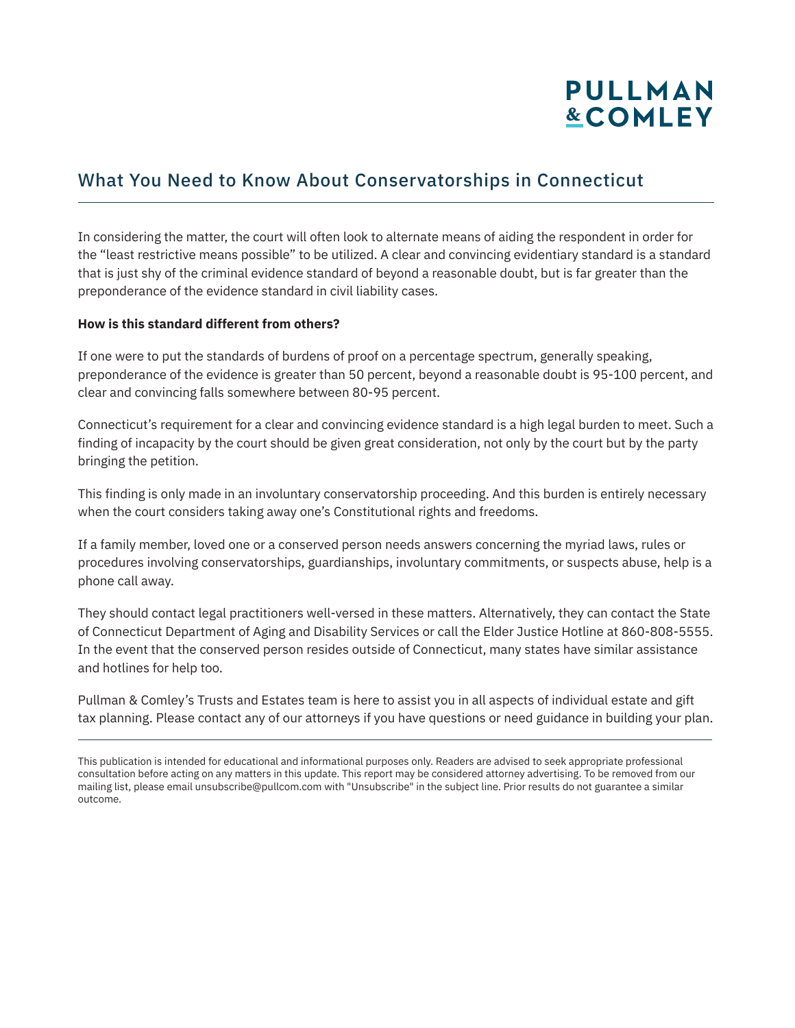In considering the matter, the court will often look to alternate means of aiding the respondent in order for the "least restrictive means possible" to be utilized. A clear and convincing evidentiary standard is a standard that is just shy of the criminal evidence standard of beyond a reasonable doubt, but is far greater than the preponderance of the evidence standard in civil liability cases.

**How is this standard different from others?**

If one were to put the standards of burdens of proof on a percentage spectrum, generally speaking, preponderance of the evidence is greater than 50 percent, beyond a reasonable doubt is 95-100 percent, and clear and convincing falls somewhere between 80-95 percent.

Connecticut's requirement for a clear and convincing evidence standard is a high legal burden to meet. Such a finding of incapacity by the court should be given great consideration, not only by the court but by the party bringing the petition.

This finding is only made in an involuntary conservatorship proceeding. And this burden is entirely necessary when the court considers taking away one's Constitutional rights and freedoms.

If a family member, loved one or a conserved person needs answers concerning the myriad laws, rules or procedures involving conservatorships, guardianships, involuntary commitments, or suspects abuse, help is a phone call away.

They should contact legal practitioners well-versed in these matters. Alternatively, they can contact the State of Connecticut Department of Aging and Disability Services or call the Elder Justice Hotline at 860-808-5555. In the event that the conserved person resides outside of Connecticut, many states have similar assistance and hotlines for help too.

Pullman & Comley's Trusts and Estates team is here to assist you in all aspects of individual estate and gift tax planning. Please contact any of our attorneys if you have questions or need guidance in building your plan.

---

This publication is intended for educational and informational purposes only. Readers are advised to seek appropriate professional consultation before acting on any matters in this update. This report may be considered attorney advertising. To be removed from our mailing list, please email unsubscribe@pullcom.com with "Unsubscribe" in the subject line. Prior results do not guarantee a similar outcome.